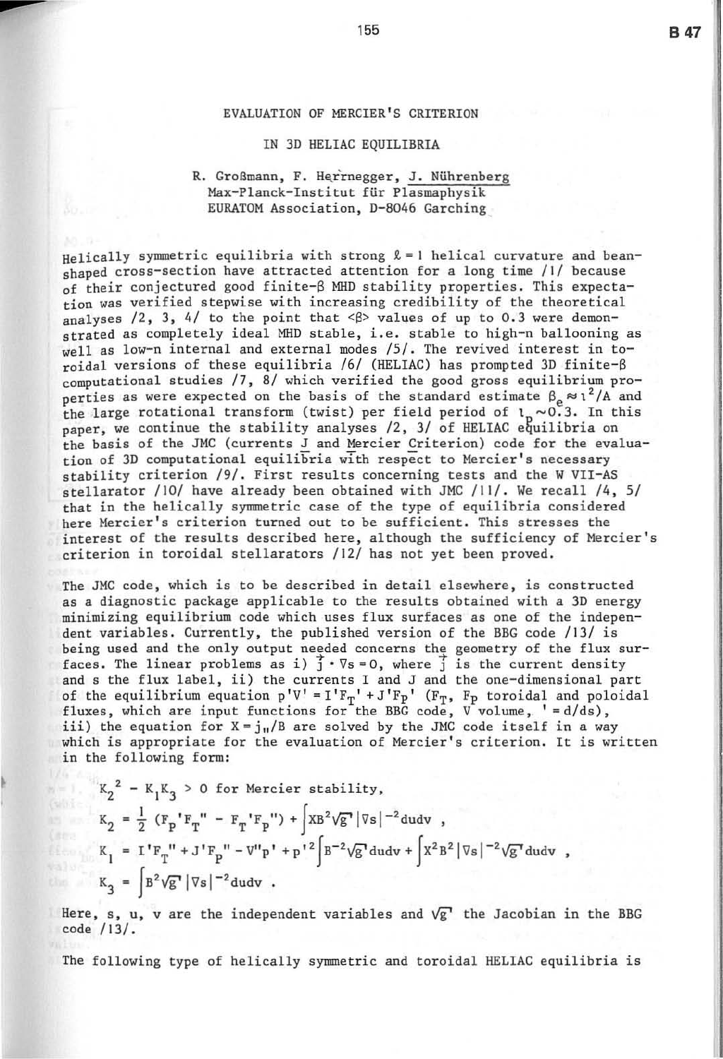# EVALUATION OF MERCIER'S CRITERION

# IN 3D HELIAC EQUILIBRIA

R. Großmann, F. Herrnegger, J. Nührenberg
Max-Planck-Institut für Plasmaphysik
EURATOM Association, D-8046 Garching

Helically symmetric equilibria with strong $\ell = 1$ helical curvature and bean-shaped cross-section have attracted attention for a long time /1/ because of their conjectured good finite-$\beta$ MHD stability properties. This expectation was verified stepwise with increasing credibility of the theoretical analyses /2, 3, 4/ to the point that $\langle\beta\rangle$ values of up to 0.3 were demonstrated as completely ideal MHD stable, i.e. stable to high-n ballooning as well as low-n internal and external modes /5/. The revived interest in toroidal versions of these equilibria /6/ (HELIAC) has prompted 3D finite-$\beta$ computational studies /7, 8/ which verified the good gross equilibrium properties as were expected on the basis of the standard estimate $\beta_e \approx \iota^2/A$ and the large rotational transform (twist) per field period of $\iota_p \sim 0.3$. In this paper, we continue the stability analyses /2, 3/ of HELIAC equilibria on the basis of the JMC (currents J and Mercier Criterion) code for the evaluation of 3D computational equilibria with respect to Mercier's necessary stability criterion /9/. First results concerning tests and the W VII-AS stellarator /10/ have already been obtained with JMC /11/. We recall /4, 5/ that in the helically symmetric case of the type of equilibria considered here Mercier's criterion turned out to be sufficient. This stresses the interest of the results described here, although the sufficiency of Mercier's criterion in toroidal stellarators /12/ has not yet been proved.

The JMC code, which is to be described in detail elsewhere, is constructed as a diagnostic package applicable to the results obtained with a 3D energy minimizing equilibrium code which uses flux surfaces as one of the independent variables. Currently, the published version of the BBG code /13/ is being used and the only output needed concerns the geometry of the flux surfaces. The linear problems as i) $\vec{j} \cdot \nabla s = 0$, where $\vec{j}$ is the current density and s the flux label, ii) the currents I and J and the one-dimensional part of the equilibrium equation $p'V' = I'F_T' + J'F_P'$ ($F_T$, $F_P$ toroidal and poloidal fluxes, which are input functions for the BBG code, V volume, $' = d/ds$), iii) the equation for $X = j_\parallel/B$ are solved by the JMC code itself in a way which is appropriate for the evaluation of Mercier's criterion. It is written in the following form:

$$K_2^2 - K_1 K_3 > 0 \text{ for Mercier stability,}$$

$$K_2 = \frac{1}{2}(F_P'F_T'' - F_T'F_P'') + \int XB^2\sqrt{g}\,|\nabla s|^{-2}\,du\,dv\ ,$$

$$K_1 = I'F_T'' + J'F_P'' - V''p' + p'^2\int B^{-2}\sqrt{g}\,du\,dv + \int X^2B^2|\nabla s|^{-2}\sqrt{g}\,du\,dv\ ,$$

$$K_3 = \int B^2\sqrt{g}\,|\nabla s|^{-2}\,du\,dv\ .$$

Here, s, u, v are the independent variables and $\sqrt{g}$ the Jacobian in the BBG code /13/.

The following type of helically symmetric and toroidal HELIAC equilibria is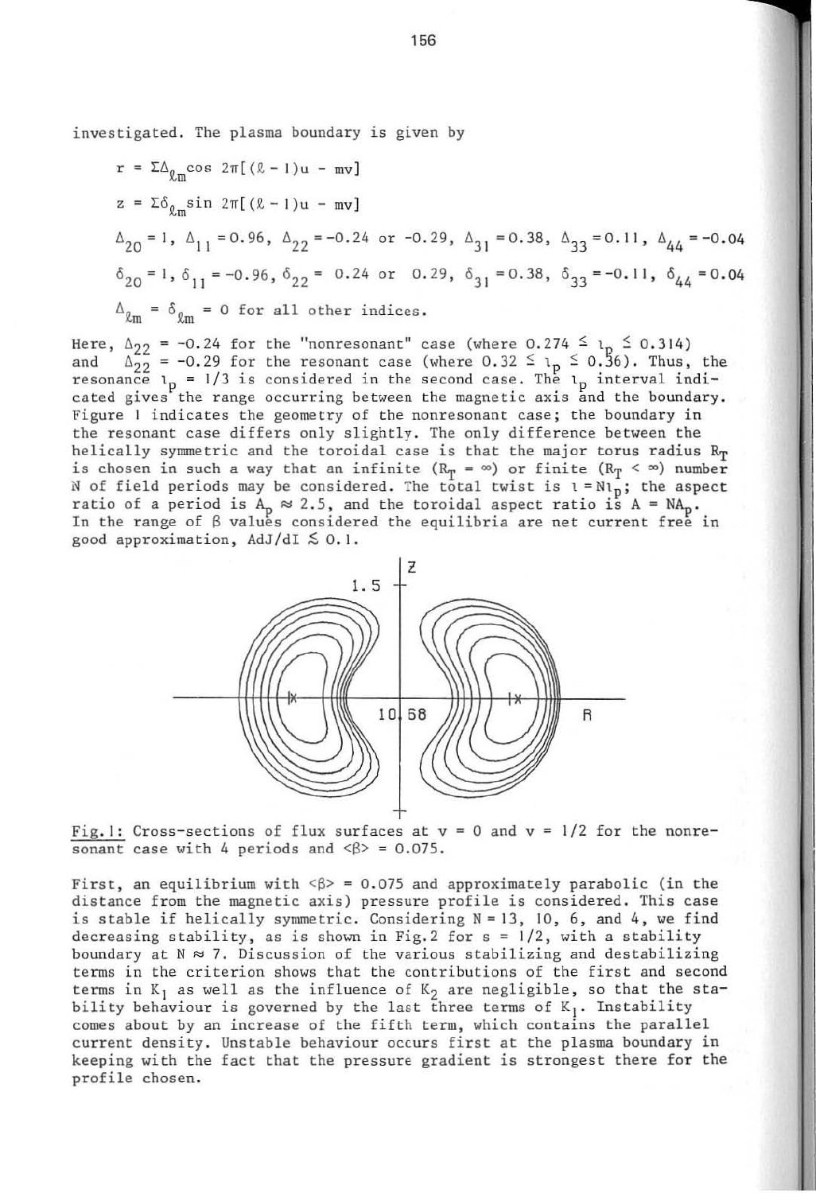investigated. The plasma boundary is given by

$$r = \Sigma \Delta_{\ell m} \cos 2\pi[(\ell - 1)u - mv]$$

$$z = \Sigma \delta_{\ell m} \sin 2\pi[(\ell - 1)u - mv]$$

$$\Delta_{20} = 1,\ \Delta_{11} = 0.96,\ \Delta_{22} = -0.24 \text{ or } -0.29,\ \Delta_{31} = 0.38,\ \Delta_{33} = 0.11,\ \Delta_{44} = -0.04$$

$$\delta_{20} = 1,\ \delta_{11} = -0.96,\ \delta_{22} = 0.24 \text{ or } 0.29,\ \delta_{31} = 0.38,\ \delta_{33} = -0.11,\ \delta_{44} = 0.04$$

$$\Delta_{\ell m} = \delta_{\ell m} = 0 \text{ for all other indices.}$$

Here, $\Delta_{22} = -0.24$ for the "nonresonant" case (where $0.274 \leq \iota_p \leq 0.314$) and $\Delta_{22} = -0.29$ for the resonant case (where $0.32 \leq \iota_p \leq 0.36$). Thus, the resonance $\iota_p = 1/3$ is considered in the second case. The $\iota_p$ interval indicated gives the range occurring between the magnetic axis and the boundary. Figure 1 indicates the geometry of the nonresonant case; the boundary in the resonant case differs only slightly. The only difference between the helically symmetric and the toroidal case is that the major torus radius $R_T$ is chosen in such a way that an infinite ($R_T = \infty$) or finite ($R_T < \infty$) number N of field periods may be considered. The total twist is $\iota = N\iota_p$; the aspect ratio of a period is $A_p \approx 2.5$, and the toroidal aspect ratio is $A = NA_p$. In the range of $\beta$ values considered the equilibria are net current free in good approximation, $AdJ/dI \lesssim 0.1$.

Fig.1: Cross-sections of flux surfaces at v = 0 and v = 1/2 for the nonresonant case with 4 periods and $\langle\beta\rangle = 0.075$.

First, an equilibrium with $\langle\beta\rangle = 0.075$ and approximately parabolic (in the distance from the magnetic axis) pressure profile is considered. This case is stable if helically symmetric. Considering N = 13, 10, 6, and 4, we find decreasing stability, as is shown in Fig.2 for s = 1/2, with a stability boundary at N ≈ 7. Discussion of the various stabilizing and destabilizing terms in the criterion shows that the contributions of the first and second terms in $K_1$ as well as the influence of $K_2$ are negligible, so that the stability behaviour is governed by the last three terms of $K_1$. Instability comes about by an increase of the fifth term, which contains the parallel current density. Unstable behaviour occurs first at the plasma boundary in keeping with the fact that the pressure gradient is strongest there for the profile chosen.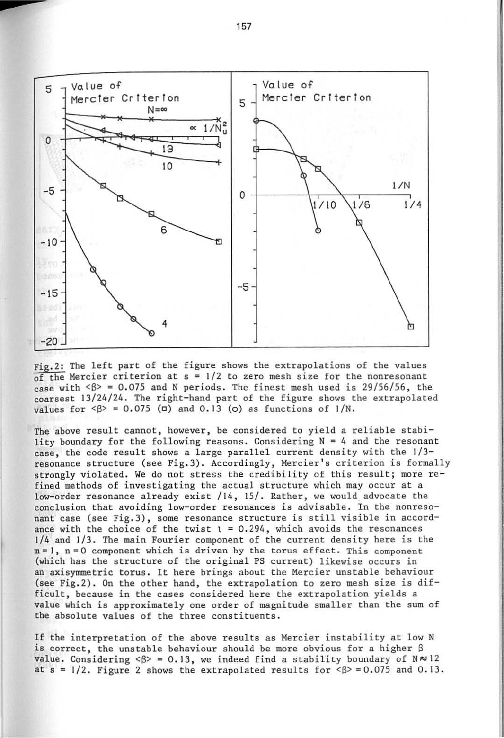Fig.2: The left part of the figure shows the extrapolations of the values of the Mercier criterion at $s = 1/2$ to zero mesh size for the nonresonant case with $\langle\beta\rangle = 0.075$ and N periods. The finest mesh used is 29/56/56, the coarsest 13/24/24. The right-hand part of the figure shows the extrapolated values for $\langle\beta\rangle = 0.075$ (□) and 0.13 (○) as functions of 1/N.

The above result cannot, however, be considered to yield a reliable stability boundary for the following reasons. Considering N = 4 and the resonant case, the code result shows a large parallel current density with the 1/3-resonance structure (see Fig.3). Accordingly, Mercier's criterion is formally strongly violated. We do not stress the credibility of this result; more refined methods of investigating the actual structure which may occur at a low-order resonance already exist /14, 15/. Rather, we would advocate the conclusion that avoiding low-order resonances is advisable. In the nonresonant case (see Fig.3), some resonance structure is still visible in accordance with the choice of the twist $\iota = 0.294$, which avoids the resonances 1/4 and 1/3. The main Fourier component of the current density here is the $m = 1$, $n = 0$ component which is driven by the torus effect. This component (which has the structure of the original PS current) likewise occurs in an axisymmetric torus. It here brings about the Mercier unstable behaviour (see Fig.2). On the other hand, the extrapolation to zero mesh size is difficult, because in the cases considered here the extrapolation yields a value which is approximately one order of magnitude smaller than the sum of the absolute values of the three constituents.

If the interpretation of the above results as Mercier instability at low N is correct, the unstable behaviour should be more obvious for a higher $\beta$ value. Considering $\langle\beta\rangle = 0.13$, we indeed find a stability boundary of $N \approx 12$ at $s = 1/2$. Figure 2 shows the extrapolated results for $\langle\beta\rangle = 0.075$ and 0.13.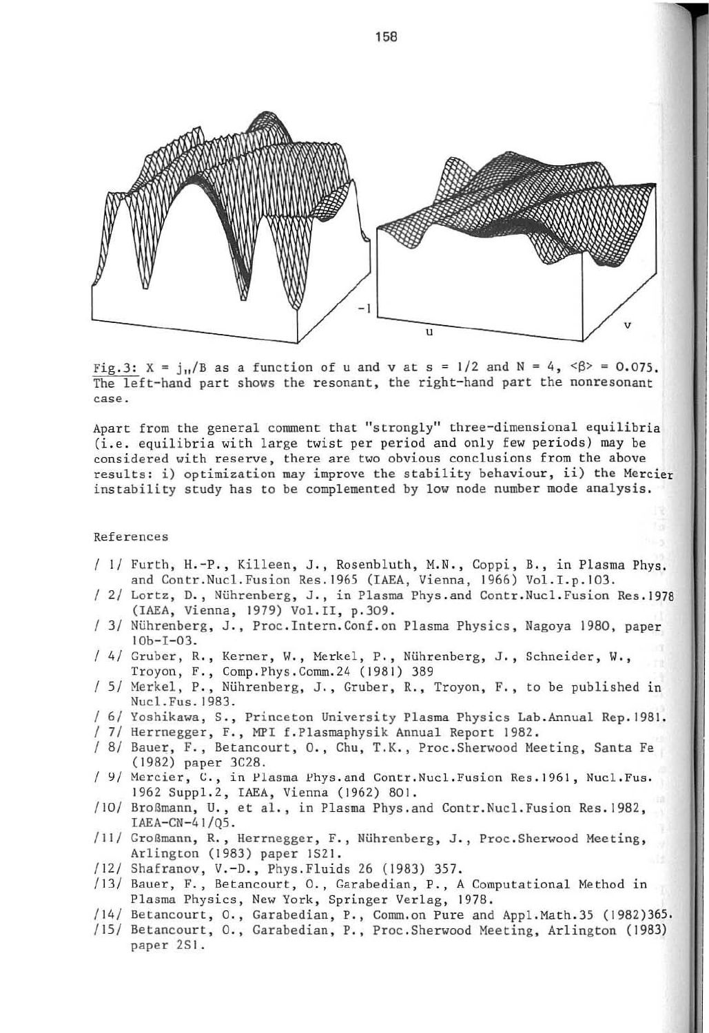-1

u

v

Fig.3: $X = j_{\shortparallel}/B$ as a function of u and v at $s = 1/2$ and $N = 4$, $\langle\beta\rangle = 0.075$. The left-hand part shows the resonant, the right-hand part the nonresonant case.

Apart from the general comment that "strongly" three-dimensional equilibria (i.e. equilibria with large twist per period and only few periods) may be considered with reserve, there are two obvious conclusions from the above results: i) optimization may improve the stability behaviour, ii) the Mercier instability study has to be complemented by low node number mode analysis.

References

/ 1/ Furth, H.-P., Killeen, J., Rosenbluth, M.N., Coppi, B., in Plasma Phys. and Contr.Nucl.Fusion Res.1965 (IAEA, Vienna, 1966) Vol.I.p.103.

/ 2/ Lortz, D., Nührenberg, J., in Plasma Phys.and Contr.Nucl.Fusion Res.1978 (IAEA, Vienna, 1979) Vol.II, p.309.

/ 3/ Nührenberg, J., Proc.Intern.Conf.on Plasma Physics, Nagoya 1980, paper 10b-I-03.

/ 4/ Gruber, R., Kerner, W., Merkel, P., Nührenberg, J., Schneider, W., Troyon, F., Comp.Phys.Comm.24 (1981) 389

/ 5/ Merkel, P., Nührenberg, J., Gruber, R., Troyon, F., to be published in Nucl.Fus.1983.

/ 6/ Yoshikawa, S., Princeton University Plasma Physics Lab.Annual Rep.1981.

/ 7/ Herrnegger, F., MPI f.Plasmaphysik Annual Report 1982.

/ 8/ Bauer, F., Betancourt, O., Chu, T.K., Proc.Sherwood Meeting, Santa Fe (1982) paper 3C28.

/ 9/ Mercier, C., in Plasma Phys.and Contr.Nucl.Fusion Res.1961, Nucl.Fus. 1962 Suppl.2, IAEA, Vienna (1962) 801.

/10/ Broßmann, U., et al., in Plasma Phys.and Contr.Nucl.Fusion Res.1982, IAEA-CN-41/Q5.

/11/ Großmann, R., Herrnegger, F., Nührenberg, J., Proc.Sherwood Meeting, Arlington (1983) paper 1S21.

/12/ Shafranov, V.-D., Phys.Fluids 26 (1983) 357.

/13/ Bauer, F., Betancourt, O., Garabedian, P., A Computational Method in Plasma Physics, New York, Springer Verlag, 1978.

/14/ Betancourt, O., Garabedian, P., Comm.on Pure and Appl.Math.35 (1982)365.

/15/ Betancourt, O., Garabedian, P., Proc.Sherwood Meeting, Arlington (1983) paper 2S1.